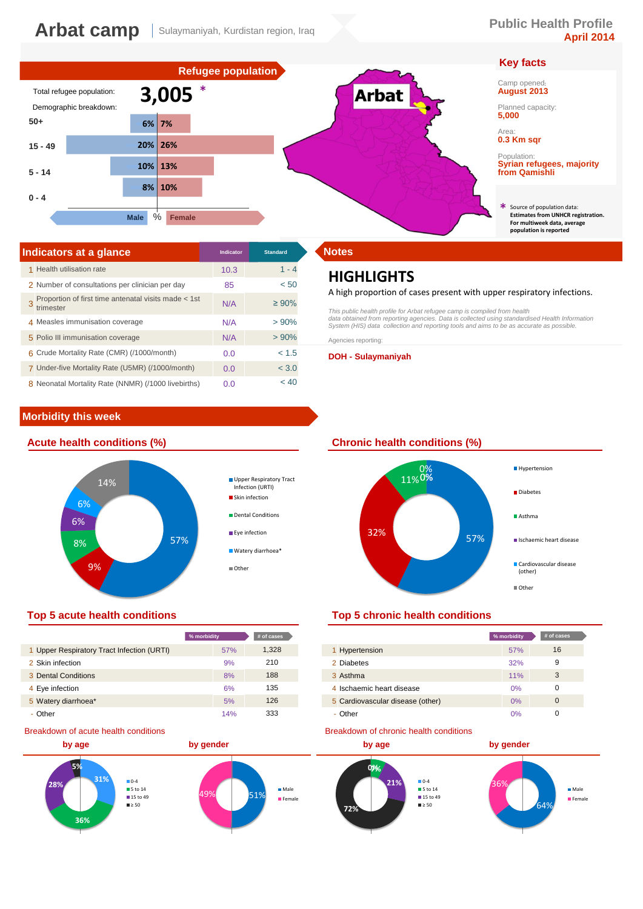# Arbat camp

Sulaymaniyah, Kurdistan region, Iraq

**Public Health Profile**
**April 2014**

## Refugee population

Total refugee population: **3,005** *

Demographic breakdown:

| Age | Male | Female |
|---|---|---|
| 50+ | 6% | 7% |
| 15 - 49 | 20% | 26% |
| 5 - 14 | 10% | 13% |
| 0 - 4 | 8% | 10% |

## Key facts

Camp opened: **August 2013**

Planned capacity: **5,000**

Area: **0.3 Km sqr**

Population: **Syrian refugees, majority from Qamishli**

\* Source of population data: **Estimates from UNHCR registration. For multiweek data, average population is reported**

## Indicators at a glance

| | | Indicator | Standard |
|---|---|---|---|
| 1 | Health utilisation rate | 10.3 | 1 - 4 |
| 2 | Number of consultations per clinician per day | 85 | < 50 |
| 3 | Proportion of first time antenatal visits made < 1st trimester | N/A | ≥ 90% |
| 4 | Measles immunisation coverage | N/A | > 90% |
| 5 | Polio III immunisation coverage | N/A | > 90% |
| 6 | Crude Mortality Rate (CMR) (/1000/month) | 0.0 | < 1.5 |
| 7 | Under-five Mortality Rate (U5MR) (/1000/month) | 0.0 | < 3.0 |
| 8 | Neonatal Mortality Rate (NNMR) (/1000 livebirths) | 0.0 | < 40 |

## Notes

### HIGHLIGHTS

A high proportion of cases present with upper respiratory infections.

*This public health profile for Arbat refugee camp is compiled from health data obtained from reporting agencies. Data is collected using standardised Health Information System (HIS) data collection and reporting tools and aims to be as accurate as possible.*

Agencies reporting:

**DOH - Sulaymaniyah**

## Morbidity this week

### Acute health conditions (%)

Upper Respiratory Tract Infection (URTI) 57%; Skin infection 9%; Dental Conditions 8%; Eye infection 6%; Watery diarrhoea* 6%; Other 14%

### Chronic health conditions (%)

Hypertension 57%; Diabetes 32%; Asthma 11%; Ischaemic heart disease 0%; Cardiovascular disease (other) 0%; Other 0%

### Top 5 acute health conditions

| | | % morbidity | # of cases |
|---|---|---|---|
| 1 | Upper Respiratory Tract Infection (URTI) | 57% | 1,328 |
| 2 | Skin infection | 9% | 210 |
| 3 | Dental Conditions | 8% | 188 |
| 4 | Eye infection | 6% | 135 |
| 5 | Watery diarrhoea* | 5% | 126 |
| - | Other | 14% | 333 |

### Top 5 chronic health conditions

| | | % morbidity | # of cases |
|---|---|---|---|
| 1 | Hypertension | 57% | 16 |
| 2 | Diabetes | 32% | 9 |
| 3 | Asthma | 11% | 3 |
| 4 | Ischaemic heart disease | 0% | 0 |
| 5 | Cardiovascular disease (other) | 0% | 0 |
| - | Other | 0% | 0 |

### Breakdown of acute health conditions

**by age**: 0-4 31%; 5 to 14 36%; 15 to 49 28%; ≥ 50 5%

**by gender**: Male 51%; Female 49%

### Breakdown of chronic health conditions

**by age**: 0-4 0%; 5 to 14 7%; 15 to 49 21%; ≥ 50 72%

**by gender**: Male 64%; Female 36%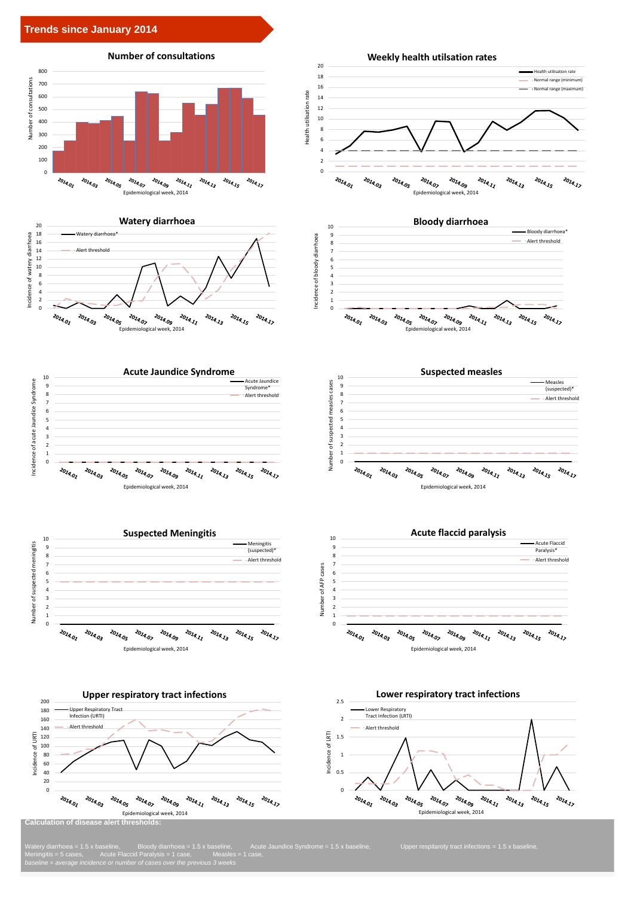## Trends since January 2014

### Number of consultations

Number of consultations

Epidemiological week, 2014

2014.01 2014.03 2014.05 2014.07 2014.09 2014.11 2014.13 2014.15 2014.17

### Weekly health utilsation rates

Health utilisation rate — Normal range (minimum) — Normal range (maximum)

Epidemiological week, 2014

### Watery diarrhoea

Watery diarrhoea* — Alert threshold

Epidemiological week, 2014

### Bloody diarrhoea

Bloody diarrhoea* — Alert threshold

Epidemiological week, 2014

### Acute Jaundice Syndrome

Acute Jaundice Syndrome* — Alert threshold

Epidemiological week, 2014

### Suspected measles

Measles (suspected)* — Alert threshold

Epidemiological week, 2014

### Suspected Meningitis

Meningitis (suspected)* — Alert threshold

Epidemiological week, 2014

### Acute flaccid paralysis

Acute Flaccid Paralysis* — Alert threshold

Epidemiological week, 2014

### Upper respiratory tract infections

Upper Respiratory Tract Infection (URTI) — Alert threshold

Epidemiological week, 2014

### Lower respiratory tract infections

Lower Respiratory Tract Infection (LRTI) — Alert threshold

Epidemiological week, 2014

**Calculation of disease alert thresholds:**

Watery diarrhoea = 1.5 x baseline, Bloody diarrhoea = 1.5 x baseline, Acute Jaundice Syndrome = 1.5 x baseline, Upper respiratory tract infections = 1.5 x baseline,
Meningitis = 5 cases, Acute Flaccid Paralysis = 1 case, Measles = 1 case,
*baseline = average incidence or number of cases over the previous 3 weeks*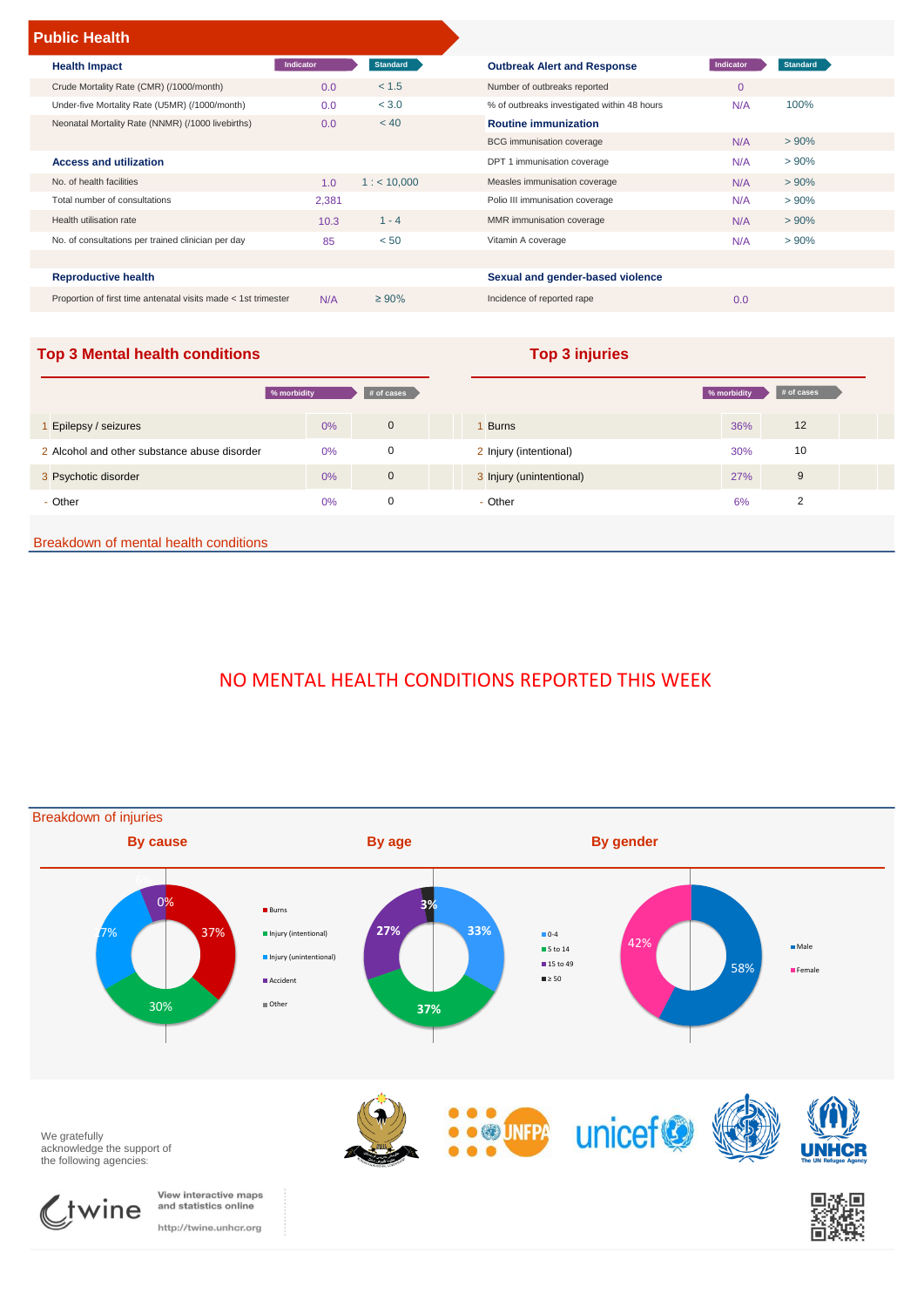## Public Health

| Health Impact | Indicator | Standard |
|---|---|---|
| Crude Mortality Rate (CMR) (/1000/month) | 0.0 | < 1.5 |
| Under-five Mortality Rate (U5MR) (/1000/month) | 0.0 | < 3.0 |
| Neonatal Mortality Rate (NNMR) (/1000 livebirths) | 0.0 | < 40 |
| **Access and utilization** | | |
| No. of health facilities | 1.0 | 1 : < 10,000 |
| Total number of consultations | 2,381 | |
| Health utilisation rate | 10.3 | 1 - 4 |
| No. of consultations per trained clinician per day | 85 | < 50 |
| **Reproductive health** | | |
| Proportion of first time antenatal visits made < 1st trimester | N/A | ≥ 90% |

| Outbreak Alert and Response | Indicator | Standard |
|---|---|---|
| Number of outbreaks reported | 0 | |
| % of outbreaks investigated within 48 hours | N/A | 100% |
| **Routine immunization** | | |
| BCG immunisation coverage | N/A | > 90% |
| DPT 1 immunisation coverage | N/A | > 90% |
| Measles immunisation coverage | N/A | > 90% |
| Polio III immunisation coverage | N/A | > 90% |
| MMR immunisation coverage | N/A | > 90% |
| Vitamin A coverage | N/A | > 90% |
| **Sexual and gender-based violence** | | |
| Incidence of reported rape | 0.0 | |

## Top 3 Mental health conditions

| | | % morbidity | # of cases |
|---|---|---|---|
| 1 | Epilepsy / seizures | 0% | 0 |
| 2 | Alcohol and other substance abuse disorder | 0% | 0 |
| 3 | Psychotic disorder | 0% | 0 |
| - | Other | 0% | 0 |

## Top 3 injuries

| | | % morbidity | # of cases |
|---|---|---|---|
| 1 | Burns | 36% | 12 |
| 2 | Injury (intentional) | 30% | 10 |
| 3 | Injury (unintentional) | 27% | 9 |
| - | Other | 6% | 2 |

### Breakdown of mental health conditions

NO MENTAL HEALTH CONDITIONS REPORTED THIS WEEK

### Breakdown of injuries

**By cause**

0%
37%
30%
27%

Burns
Injury (intentional)
Injury (unintentional)
Accident
Other

**By age**

3%
33%
37%
27%

0-4
5 to 14
15 to 49
≥ 50

**By gender**

42%
58%

Male
Female

We gratefully acknowledge the support of the following agencies:

View interactive maps and statistics online

http://twine.unhcr.org